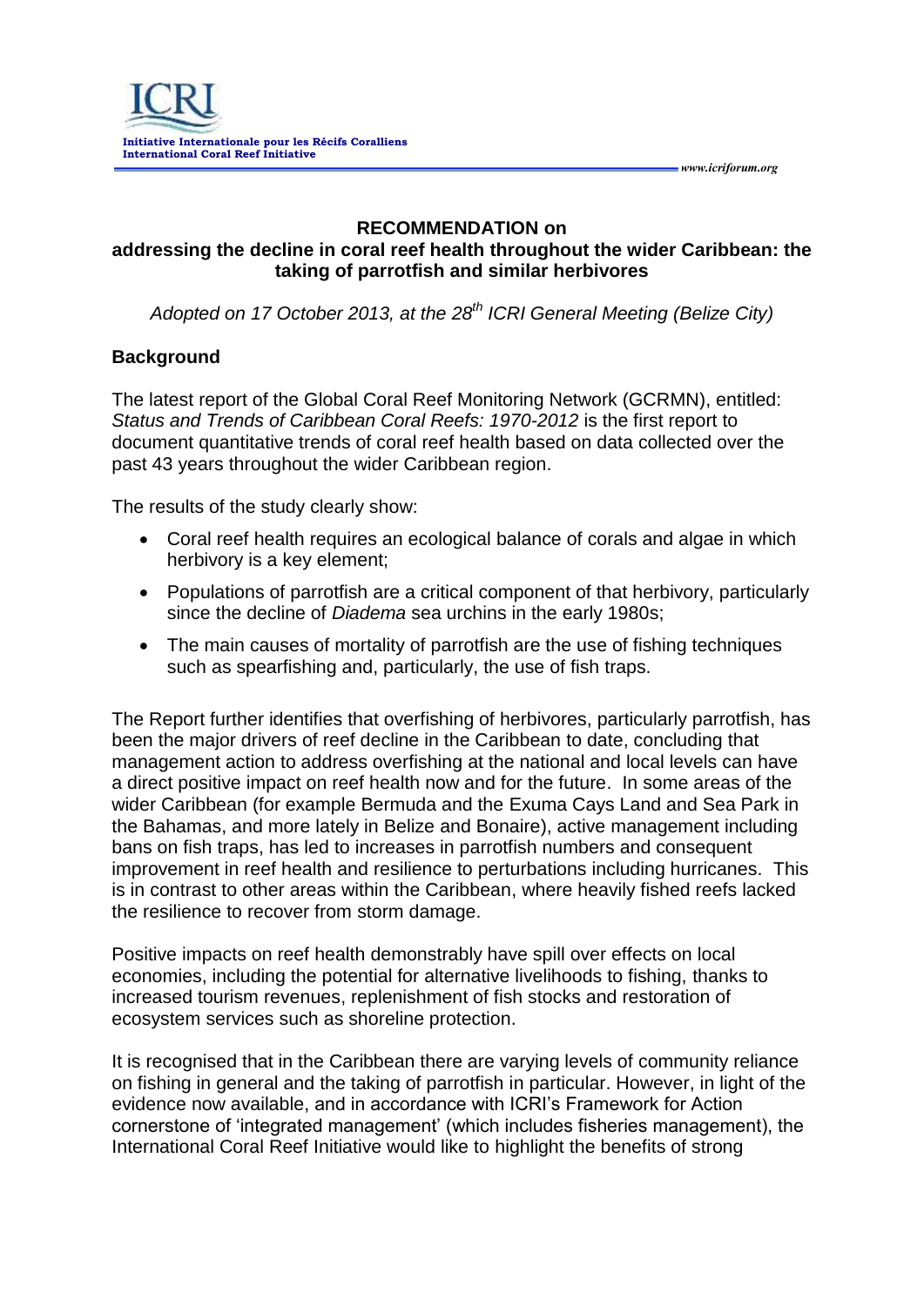Initiative Internationale pour les Récifs Coralliens
International Coral Reef Initiative

www.icriforum.org

# RECOMMENDATION on addressing the decline in coral reef health throughout the wider Caribbean: the taking of parrotfish and similar herbivores

*Adopted on 17 October 2013, at the 28th ICRI General Meeting (Belize City)*

## Background

The latest report of the Global Coral Reef Monitoring Network (GCRMN), entitled: *Status and Trends of Caribbean Coral Reefs: 1970-2012* is the first report to document quantitative trends of coral reef health based on data collected over the past 43 years throughout the wider Caribbean region.

The results of the study clearly show:

- Coral reef health requires an ecological balance of corals and algae in which herbivory is a key element;
- Populations of parrotfish are a critical component of that herbivory, particularly since the decline of *Diadema* sea urchins in the early 1980s;
- The main causes of mortality of parrotfish are the use of fishing techniques such as spearfishing and, particularly, the use of fish traps.

The Report further identifies that overfishing of herbivores, particularly parrotfish, has been the major drivers of reef decline in the Caribbean to date, concluding that management action to address overfishing at the national and local levels can have a direct positive impact on reef health now and for the future. In some areas of the wider Caribbean (for example Bermuda and the Exuma Cays Land and Sea Park in the Bahamas, and more lately in Belize and Bonaire), active management including bans on fish traps, has led to increases in parrotfish numbers and consequent improvement in reef health and resilience to perturbations including hurricanes. This is in contrast to other areas within the Caribbean, where heavily fished reefs lacked the resilience to recover from storm damage.

Positive impacts on reef health demonstrably have spill over effects on local economies, including the potential for alternative livelihoods to fishing, thanks to increased tourism revenues, replenishment of fish stocks and restoration of ecosystem services such as shoreline protection.

It is recognised that in the Caribbean there are varying levels of community reliance on fishing in general and the taking of parrotfish in particular. However, in light of the evidence now available, and in accordance with ICRI's Framework for Action cornerstone of 'integrated management' (which includes fisheries management), the International Coral Reef Initiative would like to highlight the benefits of strong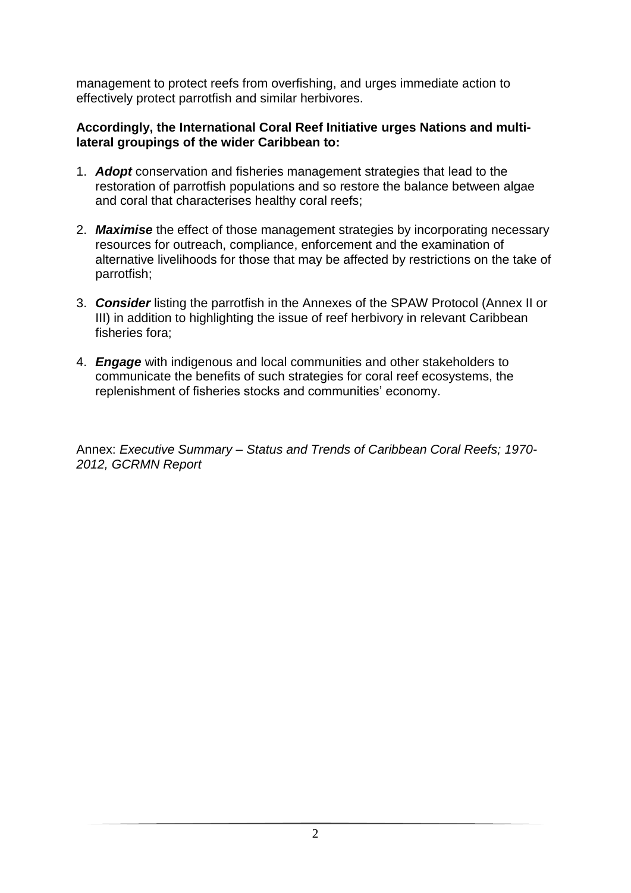management to protect reefs from overfishing, and urges immediate action to effectively protect parrotfish and similar herbivores.

**Accordingly, the International Coral Reef Initiative urges Nations and multi-lateral groupings of the wider Caribbean to:**

1. ***Adopt*** conservation and fisheries management strategies that lead to the restoration of parrotfish populations and so restore the balance between algae and coral that characterises healthy coral reefs;

2. ***Maximise*** the effect of those management strategies by incorporating necessary resources for outreach, compliance, enforcement and the examination of alternative livelihoods for those that may be affected by restrictions on the take of parrotfish;

3. ***Consider*** listing the parrotfish in the Annexes of the SPAW Protocol (Annex II or III) in addition to highlighting the issue of reef herbivory in relevant Caribbean fisheries fora;

4. ***Engage*** with indigenous and local communities and other stakeholders to communicate the benefits of such strategies for coral reef ecosystems, the replenishment of fisheries stocks and communities' economy.

Annex: *Executive Summary – Status and Trends of Caribbean Coral Reefs; 1970-2012, GCRMN Report*